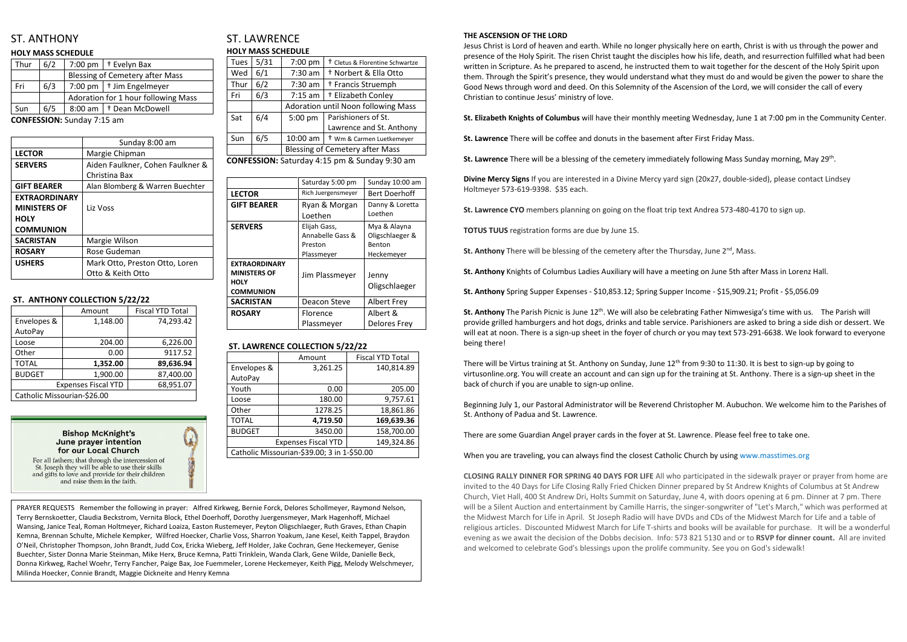# ST. ANTHONY

### HOLY MASS SCHEDULE

| Thur | 6/2 | 7:00 pm | † Evelyn Bax |
|---|---|---|---|
| | | Blessing of Cemetery after Mass | |
| Fri | 6/3 | 7:00 pm | † Jim Engelmeyer |
| | | Adoration for 1 hour following Mass | |
| Sun | 6/5 | 8:00 am | † Dean McDowell |

**CONFESSION:** Sunday 7:15 am

| | Sunday 8:00 am |
|---|---|
| **LECTOR** | Margie Chipman |
| **SERVERS** | Aiden Faulkner, Cohen Faulkner & Christina Bax |
| **GIFT BEARER** | Alan Blomberg & Warren Buechter |
| **EXTRAORDINARY MINISTERS OF HOLY COMMUNION** | Liz Voss |
| **SACRISTAN** | Margie Wilson |
| **ROSARY** | Rose Gudeman |
| **USHERS** | Mark Otto, Preston Otto, Loren Otto & Keith Otto |

### ST. ANTHONY COLLECTION 5/22/22

| | Amount | Fiscal YTD Total |
|---|---|---|
| Envelopes & AutoPay | 1,148.00 | 74,293.42 |
| Loose | 204.00 | 6,226.00 |
| Other | 0.00 | 9117.52 |
| TOTAL | **1,352.00** | **89,636.94** |
| BUDGET | 1,900.00 | 87,400.00 |
| Expenses Fiscal YTD | | 68,951.07 |
| Catholic Missourian-$26.00 | | |

**Bishop McKnight's June prayer intention for our Local Church**

For all fathers; that through the intercession of St. Joseph they will be able to use their skills and gifts to love and provide for their children and raise them in the faith.

# ST. LAWRENCE

### HOLY MASS SCHEDULE

| Tues | 5/31 | 7:00 pm | † Cletus & Florentine Schwartze |
|---|---|---|---|
| Wed | 6/1 | 7:30 am | † Norbert & Ella Otto |
| Thur | 6/2 | 7:30 am | † Francis Struemph |
| Fri | 6/3 | 7:15 am | † Elizabeth Conley |
| | | Adoration until Noon following Mass | |
| Sat | 6/4 | 5:00 pm | Parishioners of St. Lawrence and St. Anthony |
| Sun | 6/5 | 10:00 am | † Wm & Carmen Luetkemeyer |
| | | Blessing of Cemetery after Mass | |

**CONFESSION:** Saturday 4:15 pm & Sunday 9:30 am

| | Saturday 5:00 pm | Sunday 10:00 am |
|---|---|---|
| **LECTOR** | Rich Juergensmeyer | Bert Doerhoff |
| **GIFT BEARER** | Ryan & Morgan Loethen | Danny & Loretta Loethen |
| **SERVERS** | Elijah Gass, Annabelle Gass & Preston Plassmeyer | Mya & Alayna Oligschlaeger & Benton Heckemeyer |
| **EXTRAORDINARY MINISTERS OF HOLY COMMUNION** | Jim Plassmeyer | Jenny Oligschlaeger |
| **SACRISTAN** | Deacon Steve | Albert Frey |
| **ROSARY** | Florence Plassmeyer | Albert & Delores Frey |

### ST. LAWRENCE COLLECTION 5/22/22

| | Amount | Fiscal YTD Total |
|---|---|---|
| Envelopes & AutoPay | 3,261.25 | 140,814.89 |
| Youth | 0.00 | 205.00 |
| Loose | 180.00 | 9,757.61 |
| Other | 1278.25 | 18,861.86 |
| TOTAL | **4,719.50** | **169,639.36** |
| BUDGET | 3450.00 | 158,700.00 |
| Expenses Fiscal YTD | | 149,324.86 |
| Catholic Missourian-$39.00; 3 in 1-$50.00 | | |

PRAYER REQUESTS Remember the following in prayer: Alfred Kirkweg, Bernie Forck, Delores Schollmeyer, Raymond Nelson, Terry Bernskoetter, Claudia Beckstrom, Vernita Block, Ethel Doerhoff, Dorothy Juergensmeyer, Mark Hagenhoff, Michael Wansing, Janice Teal, Roman Holtmeyer, Richard Loaiza, Easton Rustemeyer, Peyton Oligschlaeger, Ruth Graves, Ethan Chapin Kemna, Brennan Schulte, Michele Kempker, Wilfred Hoecker, Charlie Voss, Sharron Yoakum, Jane Kesel, Keith Tappel, Braydon O'Neil, Christopher Thompson, John Brandt, Judd Cox, Ericka Wieberg, Jeff Holder, Jake Cochran, Gene Heckemeyer, Genise Buechter, Sister Donna Marie Steinman, Mike Herx, Bruce Kemna, Patti Trinklein, Wanda Clark, Gene Wilde, Danielle Beck, Donna Kirkweg, Rachel Woehr, Terry Fancher, Paige Bax, Joe Fuemmeler, Lorene Heckemeyer, Keith Pigg, Melody Welschmeyer, Milinda Hoecker, Connie Brandt, Maggie Dickneite and Henry Kemna

**THE ASCENSION OF THE LORD**

Jesus Christ is Lord of heaven and earth. While no longer physically here on earth, Christ is with us through the power and presence of the Holy Spirit. The risen Christ taught the disciples how his life, death, and resurrection fulfilled what had been written in Scripture. As he prepared to ascend, he instructed them to wait together for the descent of the Holy Spirit upon them. Through the Spirit's presence, they would understand what they must do and would be given the power to share the Good News through word and deed. On this Solemnity of the Ascension of the Lord, we will consider the call of every Christian to continue Jesus' ministry of love.

**St. Elizabeth Knights of Columbus** will have their monthly meeting Wednesday, June 1 at 7:00 pm in the Community Center.

**St. Lawrence** There will be coffee and donuts in the basement after First Friday Mass.

**St. Lawrence** There will be a blessing of the cemetery immediately following Mass Sunday morning, May 29th.

**Divine Mercy Signs** If you are interested in a Divine Mercy yard sign (20x27, double-sided), please contact Lindsey Holtmeyer 573-619-9398. $35 each.

**St. Lawrence CYO** members planning on going on the float trip text Andrea 573-480-4170 to sign up.

**TOTUS TUUS** registration forms are due by June 15.

**St. Anthony** There will be blessing of the cemetery after the Thursday, June 2nd, Mass.

**St. Anthony** Knights of Columbus Ladies Auxiliary will have a meeting on June 5th after Mass in Lorenz Hall.

**St. Anthony** Spring Supper Expenses - $10,853.12; Spring Supper Income - $15,909.21; Profit - $5,056.09

**St. Anthony** The Parish Picnic is June 12th. We will also be celebrating Father Nimwesiga's time with us. The Parish will provide grilled hamburgers and hot dogs, drinks and table service. Parishioners are asked to bring a side dish or dessert. We will eat at noon. There is a sign-up sheet in the foyer of church or you may text 573-291-6638. We look forward to everyone being there!

There will be Virtus training at St. Anthony on Sunday, June 12th from 9:30 to 11:30. It is best to sign-up by going to virtusonline.org. You will create an account and can sign up for the training at St. Anthony. There is a sign-up sheet in the back of church if you are unable to sign-up online.

Beginning July 1, our Pastoral Administrator will be Reverend Christopher M. Aubuchon. We welcome him to the Parishes of St. Anthony of Padua and St. Lawrence.

There are some Guardian Angel prayer cards in the foyer at St. Lawrence. Please feel free to take one.

When you are traveling, you can always find the closest Catholic Church by using www.masstimes.org

**CLOSING RALLY DINNER FOR SPRING 40 DAYS FOR LIFE** All who participated in the sidewalk prayer or prayer from home are invited to the 40 Days for Life Closing Rally Fried Chicken Dinner prepared by St Andrew Knights of Columbus at St Andrew Church, Viet Hall, 400 St Andrew Dri, Holts Summit on Saturday, June 4, with doors opening at 6 pm. Dinner at 7 pm. There will be a Silent Auction and entertainment by Camille Harris, the singer-songwriter of "Let's March," which was performed at the Midwest March for Life in April. St Joseph Radio will have DVDs and CDs of the Midwest March for Life and a table of religious articles. Discounted Midwest March for Life T-shirts and books will be available for purchase. It will be a wonderful evening as we await the decision of the Dobbs decision. Info: 573 821 5130 and or to **RSVP for dinner count.** All are invited and welcomed to celebrate God's blessings upon the prolife community. See you on God's sidewalk!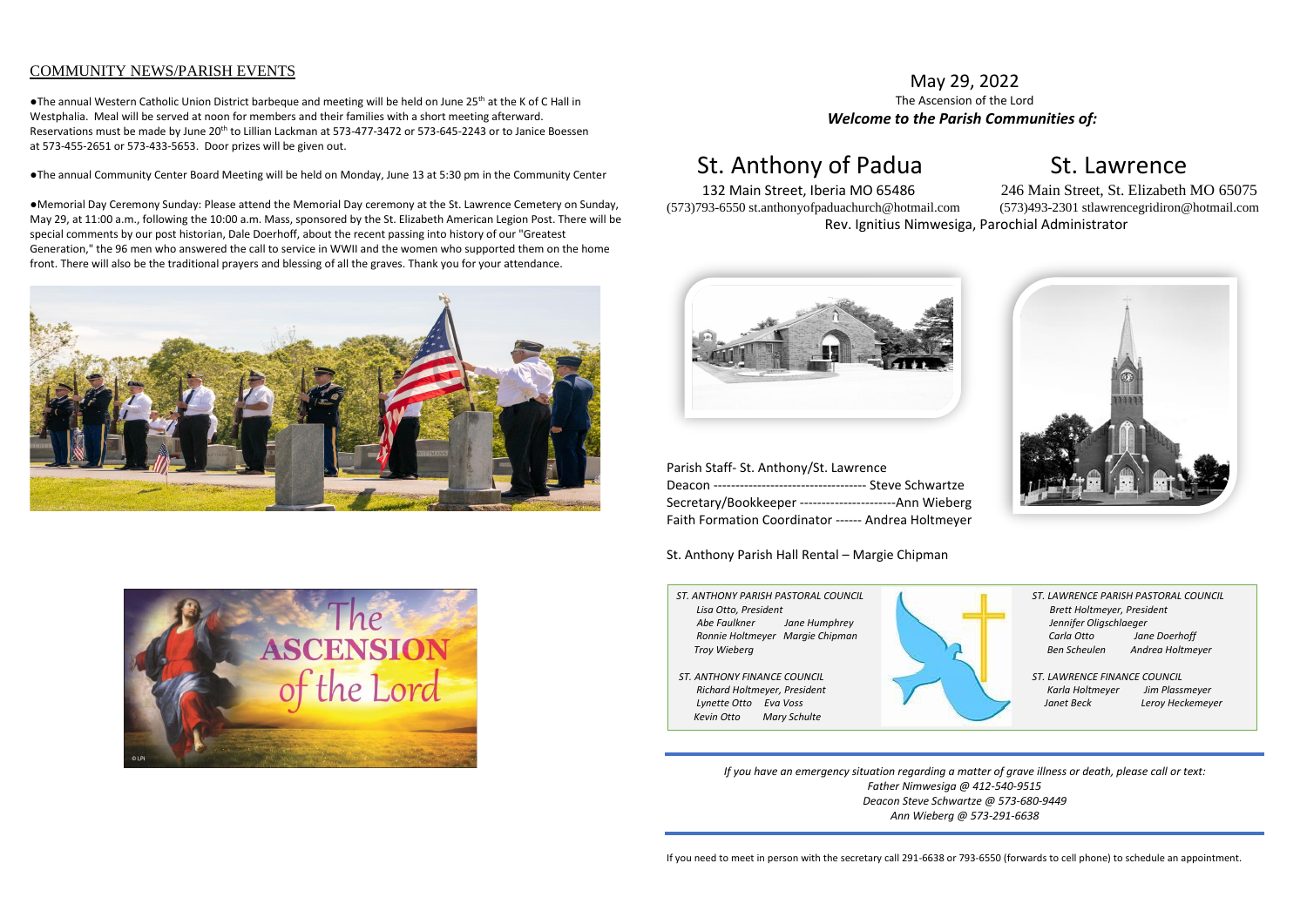## COMMUNITY NEWS/PARISH EVENTS

●The annual Western Catholic Union District barbeque and meeting will be held on June 25th at the K of C Hall in Westphalia. Meal will be served at noon for members and their families with a short meeting afterward. Reservations must be made by June 20th to Lillian Lackman at 573-477-3472 or 573-645-2243 or to Janice Boessen at 573-455-2651 or 573-433-5653. Door prizes will be given out.

●The annual Community Center Board Meeting will be held on Monday, June 13 at 5:30 pm in the Community Center

●Memorial Day Ceremony Sunday: Please attend the Memorial Day ceremony at the St. Lawrence Cemetery on Sunday, May 29, at 11:00 a.m., following the 10:00 a.m. Mass, sponsored by the St. Elizabeth American Legion Post. There will be special comments by our post historian, Dale Doerhoff, about the recent passing into history of our "Greatest Generation," the 96 men who answered the call to service in WWII and the women who supported them on the home front. There will also be the traditional prayers and blessing of all the graves. Thank you for your attendance.

The ASCENSION of the Lord

May 29, 2022

The Ascension of the Lord

***Welcome to the Parish Communities of:***

# St. Anthony of Padua

132 Main Street, Iberia MO 65486

(573)793-6550 st.anthonyofpaduachurch@hotmail.com

# St. Lawrence

246 Main Street, St. Elizabeth MO 65075

(573)493-2301 stlawrencegridiron@hotmail.com

Rev. Ignitius Nimwesiga, Parochial Administrator

Parish Staff- St. Anthony/St. Lawrence

Deacon ----------------------------------- Steve Schwartze

Secretary/Bookkeeper ----------------------Ann Wieberg

Faith Formation Coordinator ------ Andrea Holtmeyer

St. Anthony Parish Hall Rental – Margie Chipman

*ST. ANTHONY PARISH PASTORAL COUNCIL*

*Lisa Otto, President*

*Abe Faulkner Jane Humphrey*

*Ronnie Holtmeyer Margie Chipman*

*Troy Wieberg*

*ST. ANTHONY FINANCE COUNCIL*

*Richard Holtmeyer, President*

*Lynette Otto Eva Voss*

*Kevin Otto Mary Schulte*

*ST. LAWRENCE PARISH PASTORAL COUNCIL*

*Brett Holtmeyer, President*

*Jennifer Oligschlaeger*

*Carla Otto Jane Doerhoff*

*Ben Scheulen Andrea Holtmeyer*

*ST. LAWRENCE FINANCE COUNCIL*

*Karla Holtmeyer Jim Plassmeyer*

*Janet Beck Leroy Heckemeyer*

*If you have an emergency situation regarding a matter of grave illness or death, please call or text:*

*Father Nimwesiga @ 412-540-9515*

*Deacon Steve Schwartze @ 573-680-9449*

*Ann Wieberg @ 573-291-6638*

If you need to meet in person with the secretary call 291-6638 or 793-6550 (forwards to cell phone) to schedule an appointment.